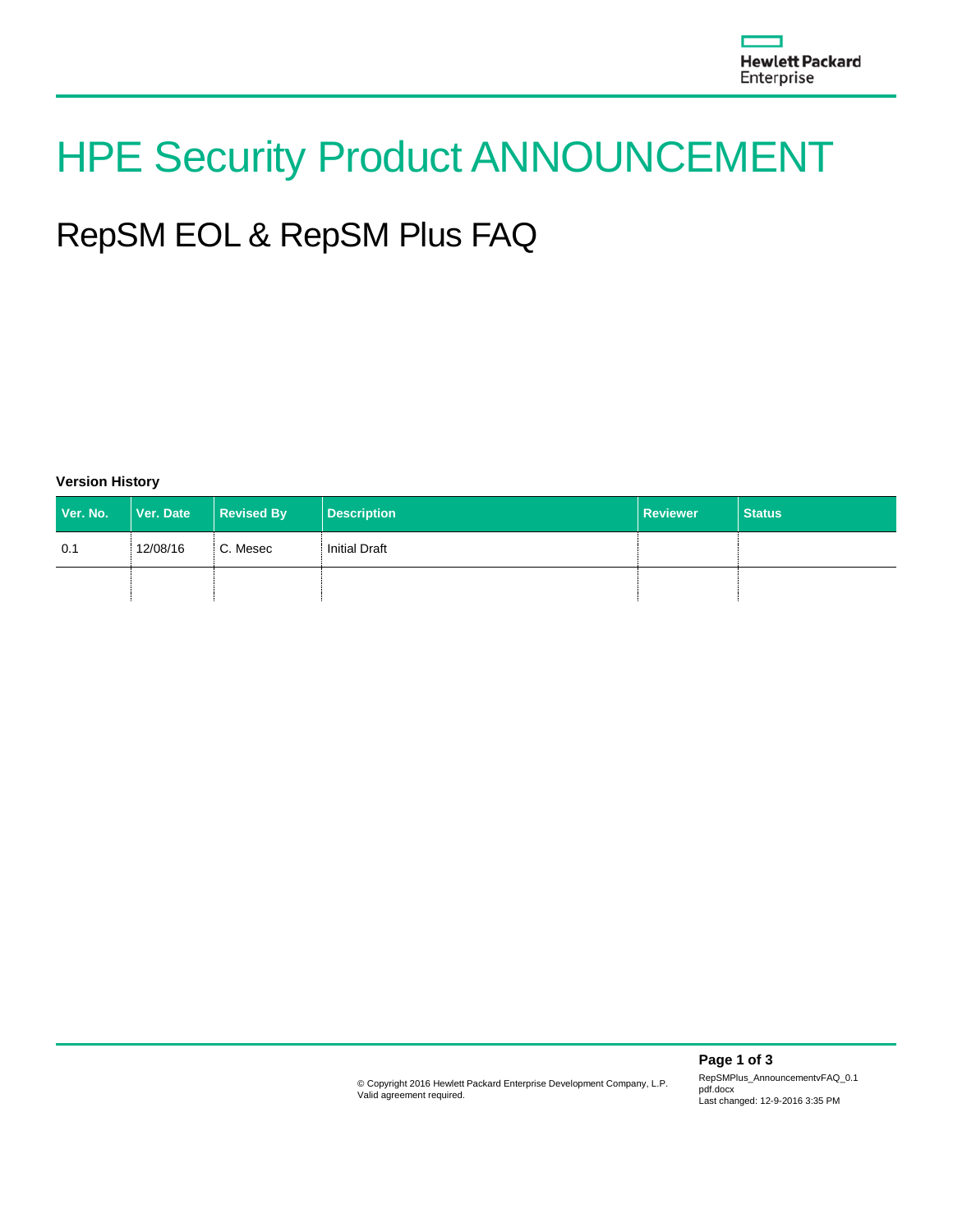# HPE Security Product ANNOUNCEMENT

## RepSM EOL & RepSM Plus FAQ

**Version History**

| Ver. No. | Ver. Date | Revised By | Description | Reviewer | Status |
|---|---|---|---|---|---|
| 0.1 | 12/08/16 | C. Mesec | Initial Draft | | |
| | | | | | |

© Copyright 2016 Hewlett Packard Enterprise Development Company, L.P.
Valid agreement required.

RepSMPlus_AnnouncementvFAQ_0.1 pdf.docx
Last changed: 12-9-2016 3:35 PM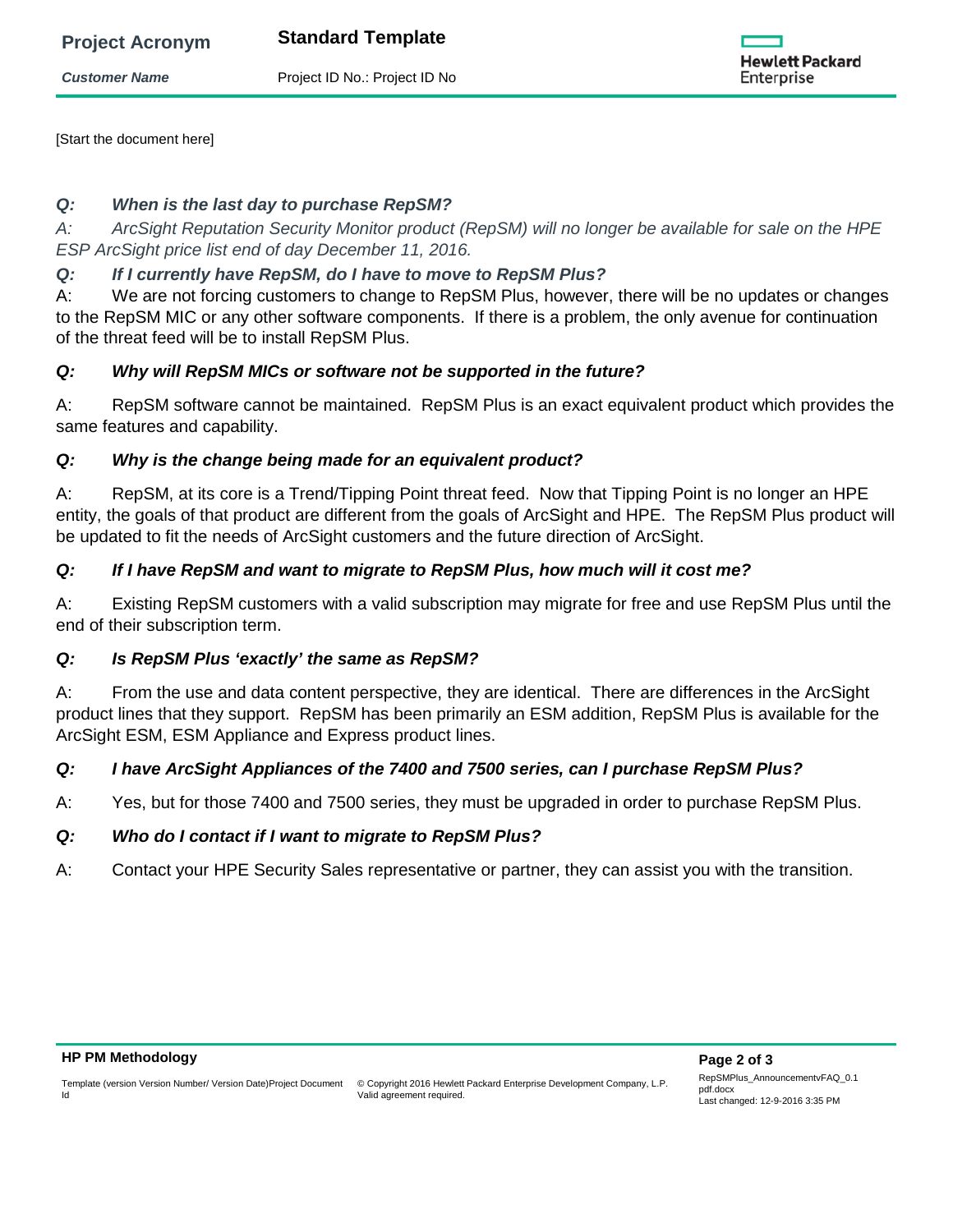[Start the document here]

***Q: When is the last day to purchase RepSM?***

*A: ArcSight Reputation Security Monitor product (RepSM) will no longer be available for sale on the HPE ESP ArcSight price list end of day December 11, 2016.*

***Q: If I currently have RepSM, do I have to move to RepSM Plus?***

A: We are not forcing customers to change to RepSM Plus, however, there will be no updates or changes to the RepSM MIC or any other software components. If there is a problem, the only avenue for continuation of the threat feed will be to install RepSM Plus.

***Q: Why will RepSM MICs or software not be supported in the future?***

A: RepSM software cannot be maintained. RepSM Plus is an exact equivalent product which provides the same features and capability.

***Q: Why is the change being made for an equivalent product?***

A: RepSM, at its core is a Trend/Tipping Point threat feed. Now that Tipping Point is no longer an HPE entity, the goals of that product are different from the goals of ArcSight and HPE. The RepSM Plus product will be updated to fit the needs of ArcSight customers and the future direction of ArcSight.

***Q: If I have RepSM and want to migrate to RepSM Plus, how much will it cost me?***

A: Existing RepSM customers with a valid subscription may migrate for free and use RepSM Plus until the end of their subscription term.

***Q: Is RepSM Plus 'exactly' the same as RepSM?***

A: From the use and data content perspective, they are identical. There are differences in the ArcSight product lines that they support. RepSM has been primarily an ESM addition, RepSM Plus is available for the ArcSight ESM, ESM Appliance and Express product lines.

***Q: I have ArcSight Appliances of the 7400 and 7500 series, can I purchase RepSM Plus?***

A: Yes, but for those 7400 and 7500 series, they must be upgraded in order to purchase RepSM Plus.

***Q: Who do I contact if I want to migrate to RepSM Plus?***

A: Contact your HPE Security Sales representative or partner, they can assist you with the transition.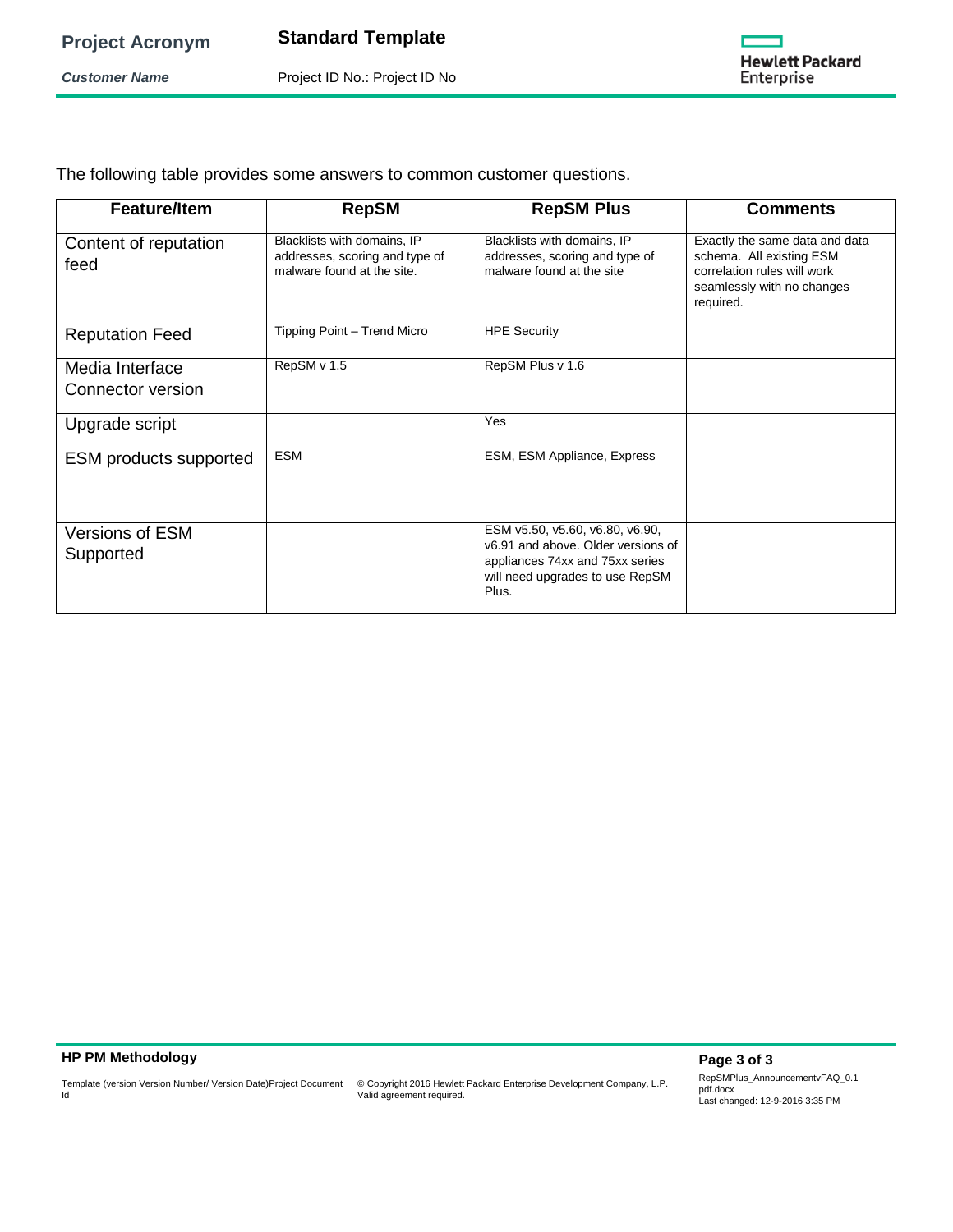The following table provides some answers to common customer questions.

| Feature/Item | RepSM | RepSM Plus | Comments |
| --- | --- | --- | --- |
| Content of reputation feed | Blacklists with domains, IP addresses, scoring and type of malware found at the site. | Blacklists with domains, IP addresses, scoring and type of malware found at the site | Exactly the same data and data schema. All existing ESM correlation rules will work seamlessly with no changes required. |
| Reputation Feed | Tipping Point – Trend Micro | HPE Security | |
| Media Interface Connector version | RepSM v 1.5 | RepSM Plus v 1.6 | |
| Upgrade script | | Yes | |
| ESM products supported | ESM | ESM, ESM Appliance, Express | |
| Versions of ESM Supported | | ESM v5.50, v5.60, v6.80, v6.90, v6.91 and above. Older versions of appliances 74xx and 75xx series will need upgrades to use RepSM Plus. | |